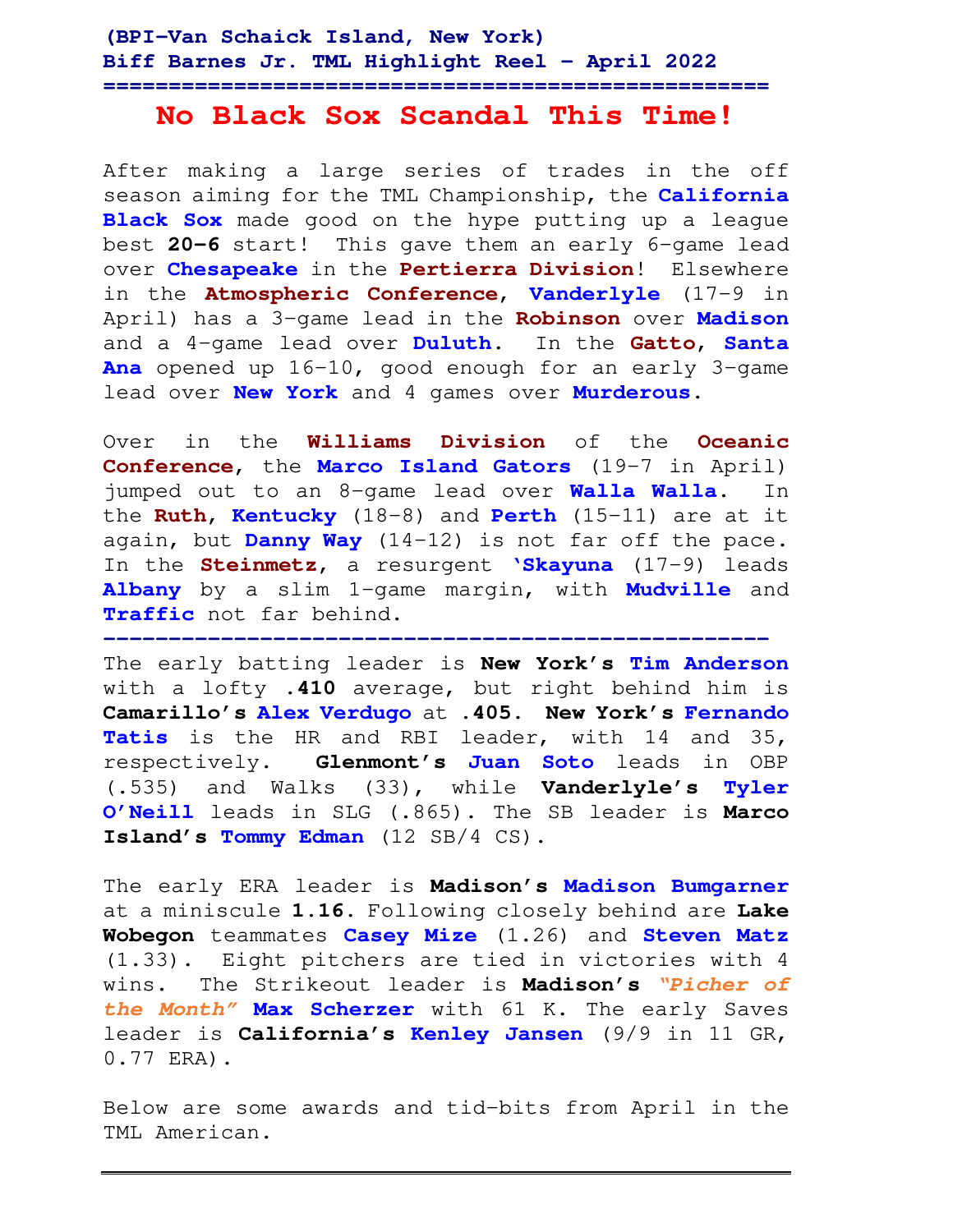**(BPI–Van Schaick Island, New York)**
**Biff Barnes Jr. TML Highlight Reel – April 2022**

# No Black Sox Scandal This Time!

After making a large series of trades in the off season aiming for the TML Championship, the **California Black Sox** made good on the hype putting up a league best **20-6** start! This gave them an early 6-game lead over **Chesapeake** in the **Pertierra Division**! Elsewhere in the **Atmospheric Conference**, **Vanderlyle** (17-9 in April) has a 3-game lead in the **Robinson** over **Madison** and a 4-game lead over **Duluth**. In the **Gatto**, **Santa Ana** opened up 16-10, good enough for an early 3-game lead over **New York** and 4 games over **Murderous**.

Over in the **Williams Division** of the **Oceanic Conference**, the **Marco Island Gators** (19-7 in April) jumped out to an 8-game lead over **Walla Walla**. In the **Ruth**, **Kentucky** (18-8) and **Perth** (15-11) are at it again, but **Danny Way** (14-12) is not far off the pace. In the **Steinmetz**, a resurgent **'Skayuna** (17-9) leads **Albany** by a slim 1-game margin, with **Mudville** and **Traffic** not far behind.

---

The early batting leader is **New York's Tim Anderson** with a lofty **.410** average, but right behind him is **Camarillo's Alex Verdugo** at **.405**. **New York's Fernando Tatis** is the HR and RBI leader, with 14 and 35, respectively. **Glenmont's Juan Soto** leads in OBP (.535) and Walks (33), while **Vanderlyle's Tyler O'Neill** leads in SLG (.865). The SB leader is **Marco Island's Tommy Edman** (12 SB/4 CS).

The early ERA leader is **Madison's Madison Bumgarner** at a miniscule **1.16**. Following closely behind are **Lake Wobegon** teammates **Casey Mize** (1.26) and **Steven Matz** (1.33). Eight pitchers are tied in victories with 4 wins. The Strikeout leader is **Madison's** ***"Picher of the Month"*** **Max Scherzer** with 61 K. The early Saves leader is **California's Kenley Jansen** (9/9 in 11 GR, 0.77 ERA).

Below are some awards and tid-bits from April in the TML American.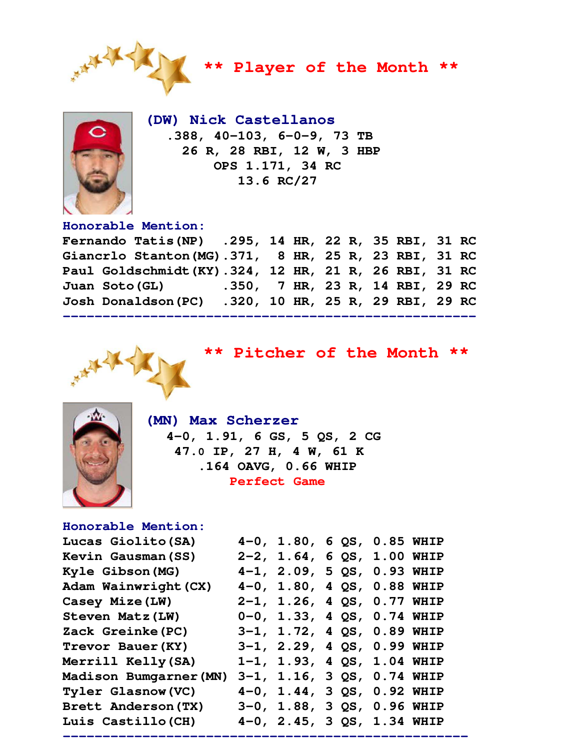## ** Player of the Month **

**(DW) Nick Castellanos**

.388, 40-103, 6-0-9, 73 TB
26 R, 28 RBI, 12 W, 3 HBP
OPS 1.171, 34 RC
13.6 RC/27

**Honorable Mention:**

| Player | AVG | HR | R | RBI | RC |
|---|---|---|---|---|---|
| Fernando Tatis(NP) | .295 | 14 HR | 22 R | 35 RBI | 31 RC |
| Giancrlo Stanton(MG) | .371 | 8 HR | 25 R | 23 RBI | 31 RC |
| Paul Goldschmidt(KY) | .324 | 12 HR | 21 R | 26 RBI | 31 RC |
| Juan Soto(GL) | .350 | 7 HR | 23 R | 14 RBI | 29 RC |
| Josh Donaldson(PC) | .320 | 10 HR | 25 R | 29 RBI | 29 RC |

---

## ** Pitcher of the Month **

**(MN) Max Scherzer**

4-0, 1.91, 6 GS, 5 QS, 2 CG
47.0 IP, 27 H, 4 W, 61 K
.164 OAVG, 0.66 WHIP
Perfect Game

**Honorable Mention:**

| Pitcher | W-L | ERA | QS | WHIP |
|---|---|---|---|---|
| Lucas Giolito(SA) | 4-0 | 1.80 | 6 QS | 0.85 WHIP |
| Kevin Gausman(SS) | 2-2 | 1.64 | 6 QS | 1.00 WHIP |
| Kyle Gibson(MG) | 4-1 | 2.09 | 5 QS | 0.93 WHIP |
| Adam Wainwright(CX) | 4-0 | 1.80 | 4 QS | 0.88 WHIP |
| Casey Mize(LW) | 2-1 | 1.26 | 4 QS | 0.77 WHIP |
| Steven Matz(LW) | 0-0 | 1.33 | 4 QS | 0.74 WHIP |
| Zack Greinke(PC) | 3-1 | 1.72 | 4 QS | 0.89 WHIP |
| Trevor Bauer(KY) | 3-1 | 2.29 | 4 QS | 0.99 WHIP |
| Merrill Kelly(SA) | 1-1 | 1.93 | 4 QS | 1.04 WHIP |
| Madison Bumgarner(MN) | 3-1 | 1.16 | 3 QS | 0.74 WHIP |
| Tyler Glasnow(VC) | 4-0 | 1.44 | 3 QS | 0.92 WHIP |
| Brett Anderson(TX) | 3-0 | 1.88 | 3 QS | 0.96 WHIP |
| Luis Castillo(CH) | 4-0 | 2.45 | 3 QS | 1.34 WHIP |

---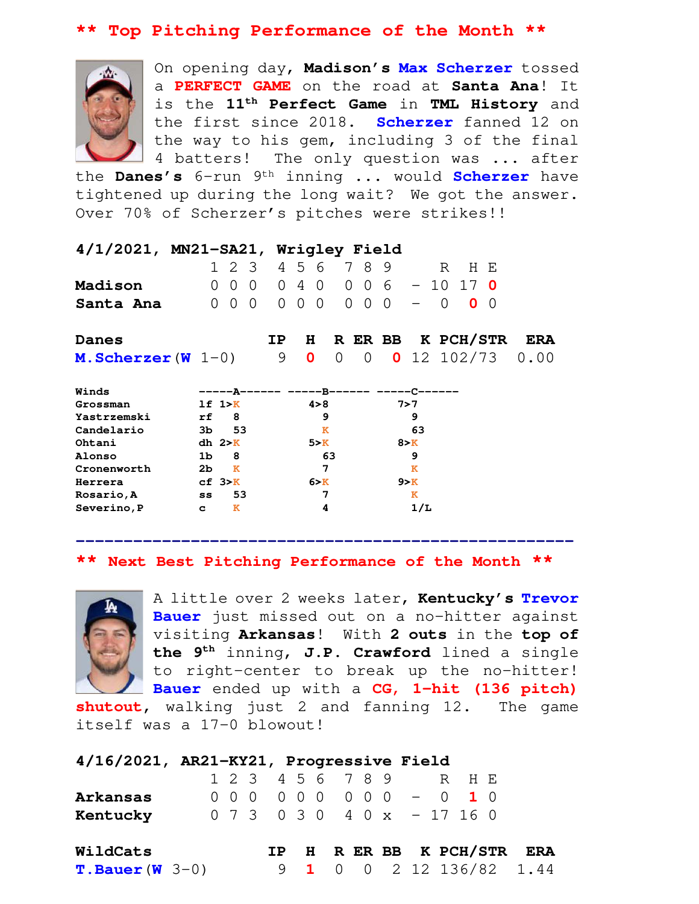## ** Top Pitching Performance of the Month **

On opening day, **Madison's** **Max Scherzer** tossed a **PERFECT GAME** on the road at **Santa Ana**! It is the **11th Perfect Game** in **TML History** and the first since 2018. **Scherzer** fanned 12 on the way to his gem, including 3 of the final 4 batters! The only question was ... after the **Danes's** 6-run 9th inning ... would **Scherzer** have tightened up during the long wait? We got the answer. Over 70% of Scherzer's pitches were strikes!!

**4/1/2021, MN21-SA21, Wrigley Field**

| | 1 | 2 | 3 | 4 | 5 | 6 | 7 | 8 | 9 | | R | H | E |
|---|---|---|---|---|---|---|---|---|---|---|---|---|---|
| **Madison** | 0 | 0 | 0 | 0 | 4 | 0 | 0 | 0 | 6 | - | 10 | 17 | **0** |
| **Santa Ana** | 0 | 0 | 0 | 0 | 0 | 0 | 0 | 0 | 0 | - | 0 | **0** | 0 |

| **Danes** | **IP** | **H** | **R** | **ER** | **BB** | **K** | **PCH/STR** | **ERA** |
|---|---|---|---|---|---|---|---|---|
| **M.Scherzer** (**W** 1-0) | 9 | **0** | 0 | 0 | **0** | 12 | 102/73 | 0.00 |

| Winds | | -----A------ | -----B------ | -----C------ |
|---|---|---|---|---|
| Grossman | lf | 1>K | 4>8 | 7>7 |
| Yastrzemski | rf | 8 | 9 | 9 |
| Candelario | 3b | 53 | K | 63 |
| Ohtani | dh | 2>K | 5>K | 8>K |
| Alonso | 1b | 8 | 63 | 9 |
| Cronenworth | 2b | K | 7 | K |
| Herrera | cf | 3>K | 6>K | 9>K |
| Rosario,A | ss | 53 | 7 | K |
| Severino,P | c | K | 4 | 1/L |

---

## ** Next Best Pitching Performance of the Month **

A little over 2 weeks later, **Kentucky's** **Trevor Bauer** just missed out on a no-hitter against visiting **Arkansas**! With **2 outs** in the **top of the 9th** inning, **J.P. Crawford** lined a single to right-center to break up the no-hitter! **Bauer** ended up with a **CG, 1-hit (136 pitch) shutout**, walking just 2 and fanning 12. The game itself was a 17-0 blowout!

**4/16/2021, AR21-KY21, Progressive Field**

| | 1 | 2 | 3 | 4 | 5 | 6 | 7 | 8 | 9 | | R | H | E |
|---|---|---|---|---|---|---|---|---|---|---|---|---|---|
| **Arkansas** | 0 | 0 | 0 | 0 | 0 | 0 | 0 | 0 | 0 | - | 0 | **1** | 0 |
| **Kentucky** | 0 | 7 | 3 | 0 | 3 | 0 | 4 | 0 | x | - | 17 | 16 | 0 |

| **WildCats** | **IP** | **H** | **R** | **ER** | **BB** | **K** | **PCH/STR** | **ERA** |
|---|---|---|---|---|---|---|---|---|
| **T.Bauer** (**W** 3-0) | 9 | **1** | 0 | 0 | 2 | 12 | 136/82 | 1.44 |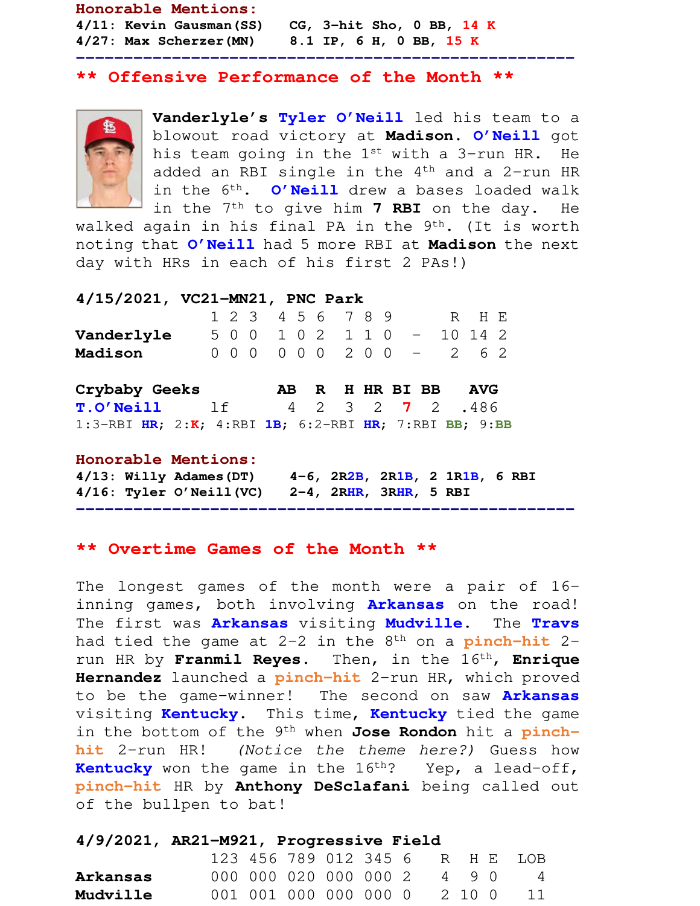**Honorable Mentions:**

4/11: Kevin Gausman (SS) CG, 3-hit Sho, 0 BB, 14 K

4/27: Max Scherzer (MN) 8.1 IP, 6 H, 0 BB, 15 K

---

## ** Offensive Performance of the Month **

**Vanderlyle's Tyler O'Neill** led his team to a blowout road victory at **Madison**. **O'Neill** got his team going in the 1st with a 3-run HR. He added an RBI single in the 4th and a 2-run HR in the 6th. **O'Neill** drew a bases loaded walk in the 7th to give him **7 RBI** on the day. He walked again in his final PA in the 9th. (It is worth noting that **O'Neill** had 5 more RBI at **Madison** the next day with HRs in each of his first 2 PAs!)

**4/15/2021, VC21-MN21, PNC Park**

| | 1 | 2 | 3 | 4 | 5 | 6 | 7 | 8 | 9 | | R | H | E |
|---|---|---|---|---|---|---|---|---|---|---|---|---|---|
| **Vanderlyle** | 5 | 0 | 0 | 1 | 0 | 2 | 1 | 1 | 0 | - | 10 | 14 | 2 |
| **Madison** | 0 | 0 | 0 | 0 | 0 | 0 | 2 | 0 | 0 | - | 2 | 6 | 2 |

| **Crybaby Geeks** | | AB | R | H | HR | BI | BB | AVG |
|---|---|---|---|---|---|---|---|---|
| **T.O'Neill** | lf | 4 | 2 | 3 | 2 | 7 | 2 | .486 |

1:3-RBI HR; 2:K; 4:RBI 1B; 6:2-RBI HR; 7:RBI BB; 9:BB

**Honorable Mentions:**

4/13: Willy Adames (DT) 4-6, 2R2B, 2R1B, 2 1R1B, 6 RBI

4/16: Tyler O'Neill (VC) 2-4, 2RHR, 3RHR, 5 RBI

---

## ** Overtime Games of the Month **

The longest games of the month were a pair of 16-inning games, both involving **Arkansas** on the road! The first was **Arkansas** visiting **Mudville**. The **Travs** had tied the game at 2-2 in the 8th on a pinch-hit 2-run HR by **Franmil Reyes**. Then, in the 16th, **Enrique Hernandez** launched a pinch-hit 2-run HR, which proved to be the game-winner! The second on saw **Arkansas** visiting **Kentucky**. This time, **Kentucky** tied the game in the bottom of the 9th when **Jose Rondon** hit a pinch-hit 2-run HR! *(Notice the theme here?)* Guess how **Kentucky** won the game in the 16th? Yep, a lead-off, pinch-hit HR by **Anthony DeSclafani** being called out of the bullpen to bat!

**4/9/2021, AR21-M921, Progressive Field**

| | 123 | 456 | 789 | 012 | 345 | 6 | R | H | E | LOB |
|---|---|---|---|---|---|---|---|---|---|---|
| **Arkansas** | 000 | 000 | 020 | 000 | 000 | 2 | 4 | 9 | 0 | 4 |
| **Mudville** | 001 | 001 | 000 | 000 | 000 | 0 | 2 | 10 | 0 | 11 |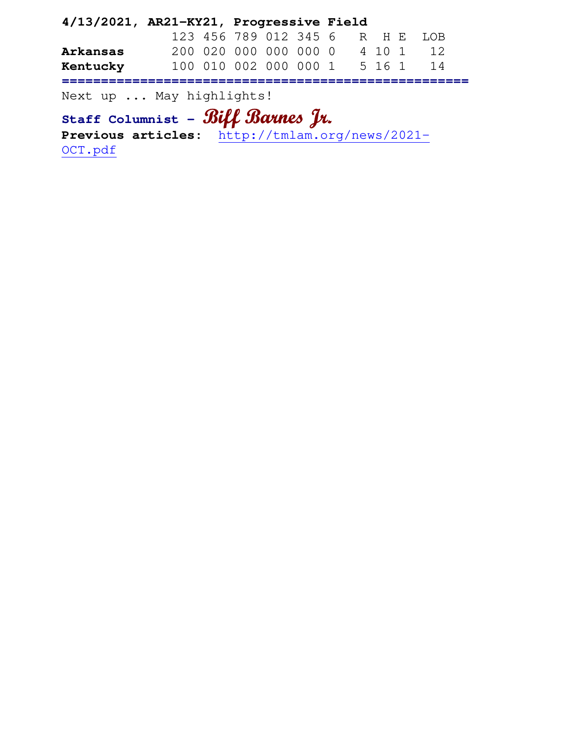**4/13/2021, AR21-KY21, Progressive Field**

| | 123 | 456 | 789 | 012 | 345 | 6 | R | H | E | LOB |
|---|---|---|---|---|---|---|---|---|---|---|
| **Arkansas** | 200 | 020 | 000 | 000 | 000 | 0 | 4 | 10 | 1 | 12 |
| **Kentucky** | 100 | 010 | 002 | 000 | 000 | 1 | 5 | 16 | 1 | 14 |

---

Next up ... May highlights!

**Staff Columnist - Biff Barnes Jr.**

**Previous articles:** http://tmlam.org/news/2021-OCT.pdf